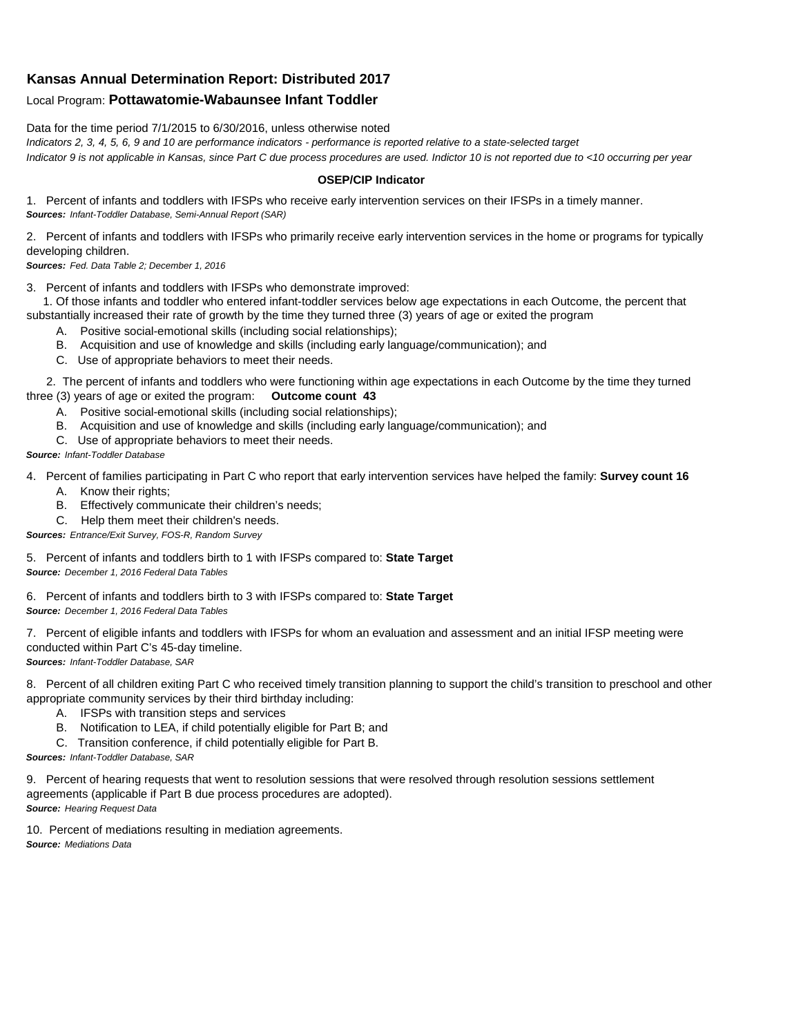## Kansas Annual Determination Report: Distributed 2017

Local Program: **Pottawatomie-Wabaunsee Infant Toddler**

Data for the time period 7/1/2015 to 6/30/2016, unless otherwise noted

*Indicators 2, 3, 4, 5, 6, 9 and 10 are performance indicators - performance is reported relative to a state-selected target*

*Indicator 9 is not applicable in Kansas, since Part C due process procedures are used. Indictor 10 is not reported due to <10 occurring per year*

**OSEP/CIP Indicator**

1. Percent of infants and toddlers with IFSPs who receive early intervention services on their IFSPs in a timely manner.
***Sources:*** *Infant-Toddler Database, Semi-Annual Report (SAR)*

2. Percent of infants and toddlers with IFSPs who primarily receive early intervention services in the home or programs for typically developing children.
***Sources:*** *Fed. Data Table 2; December 1, 2016*

3. Percent of infants and toddlers with IFSPs who demonstrate improved:

   1. Of those infants and toddler who entered infant-toddler services below age expectations in each Outcome, the percent that substantially increased their rate of growth by the time they turned three (3) years of age or exited the program
      - A. Positive social-emotional skills (including social relationships);
      - B. Acquisition and use of knowledge and skills (including early language/communication); and
      - C. Use of appropriate behaviors to meet their needs.

   2. The percent of infants and toddlers who were functioning within age expectations in each Outcome by the time they turned three (3) years of age or exited the program: **Outcome count 43**
      - A. Positive social-emotional skills (including social relationships);
      - B. Acquisition and use of knowledge and skills (including early language/communication); and
      - C. Use of appropriate behaviors to meet their needs.

***Source:*** *Infant-Toddler Database*

4. Percent of families participating in Part C who report that early intervention services have helped the family: **Survey count 16**
   - A. Know their rights;
   - B. Effectively communicate their children's needs;
   - C. Help them meet their children's needs.

***Sources:*** *Entrance/Exit Survey, FOS-R, Random Survey*

5. Percent of infants and toddlers birth to 1 with IFSPs compared to: **State Target**
***Source:*** *December 1, 2016 Federal Data Tables*

6. Percent of infants and toddlers birth to 3 with IFSPs compared to: **State Target**
***Source:*** *December 1, 2016 Federal Data Tables*

7. Percent of eligible infants and toddlers with IFSPs for whom an evaluation and assessment and an initial IFSP meeting were conducted within Part C's 45-day timeline.
***Sources:*** *Infant-Toddler Database, SAR*

8. Percent of all children exiting Part C who received timely transition planning to support the child's transition to preschool and other appropriate community services by their third birthday including:
   - A. IFSPs with transition steps and services
   - B. Notification to LEA, if child potentially eligible for Part B; and
   - C. Transition conference, if child potentially eligible for Part B.

***Sources:*** *Infant-Toddler Database, SAR*

9. Percent of hearing requests that went to resolution sessions that were resolved through resolution sessions settlement agreements (applicable if Part B due process procedures are adopted).
***Source:*** *Hearing Request Data*

10. Percent of mediations resulting in mediation agreements.
***Source:*** *Mediations Data*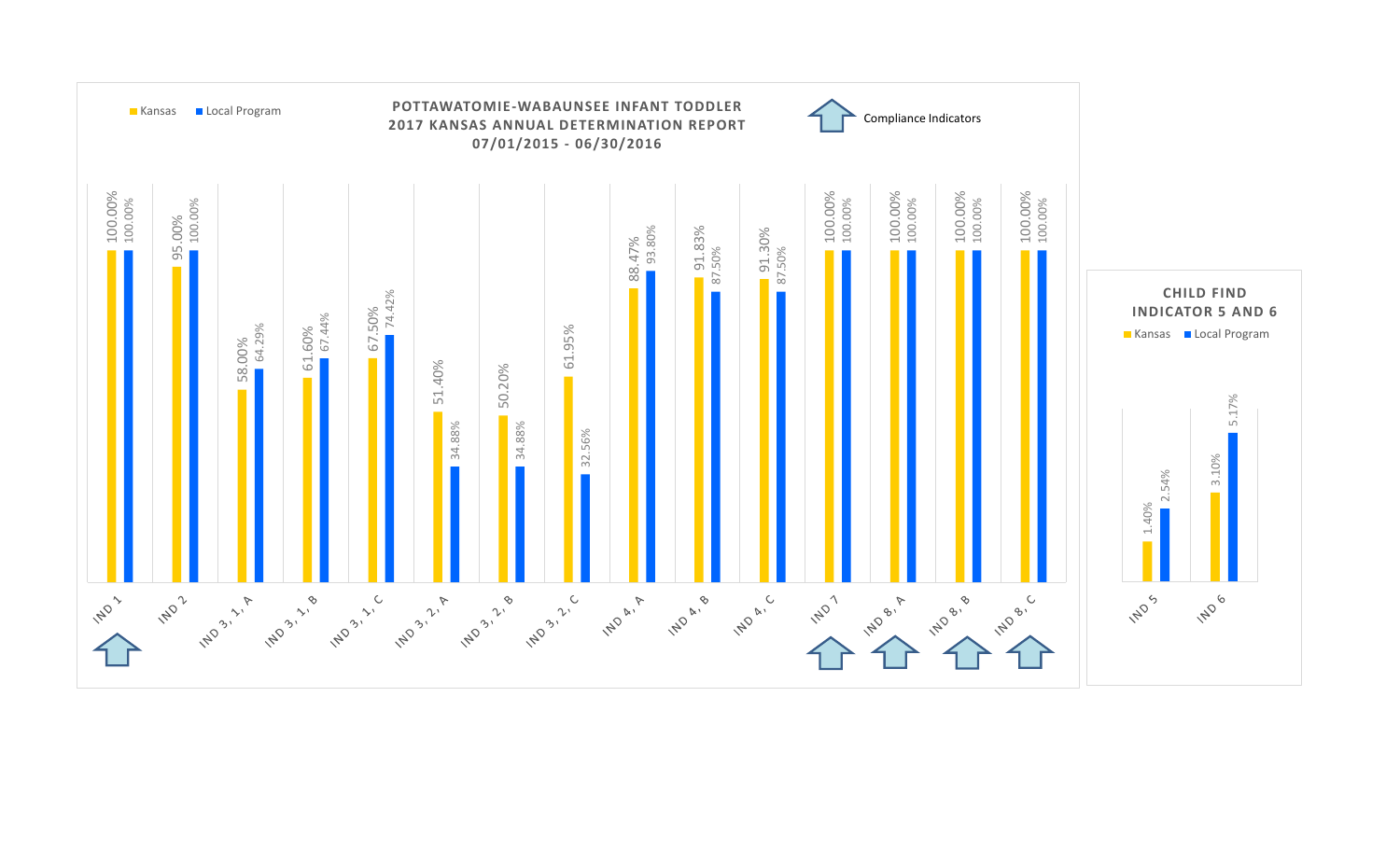POTTAWATOMIE-WABAUNSEE INFANT TODDLER
2017 KANSAS ANNUAL DETERMINATION REPORT
07/01/2015 - 06/30/2016

Kansas
Local Program

Compliance Indicators

IND 1
100.00%
100.00%

IND 2
95.00%
100.00%

IND 3, 1, A
58.00%
64.29%

IND 3, 1, B
61.60%
67.44%

IND 3, 1, C
67.50%
74.42%

IND 3, 2, A
51.40%
34.88%

IND 3, 2, B
50.20%
34.88%

IND 3, 2, C
61.95%
32.56%

IND 4, A
88.47%
93.80%

IND 4, B
91.83%
87.50%

IND 4, C
91.30%
87.50%

IND 7
100.00%
100.00%

IND 8, A
100.00%
100.00%

IND 8, B
100.00%
100.00%

IND 8, C
100.00%
100.00%

CHILD FIND
INDICATOR 5 AND 6

Kansas
Local Program

IND 5
1.40%
2.54%

IND 6
3.10%
5.17%